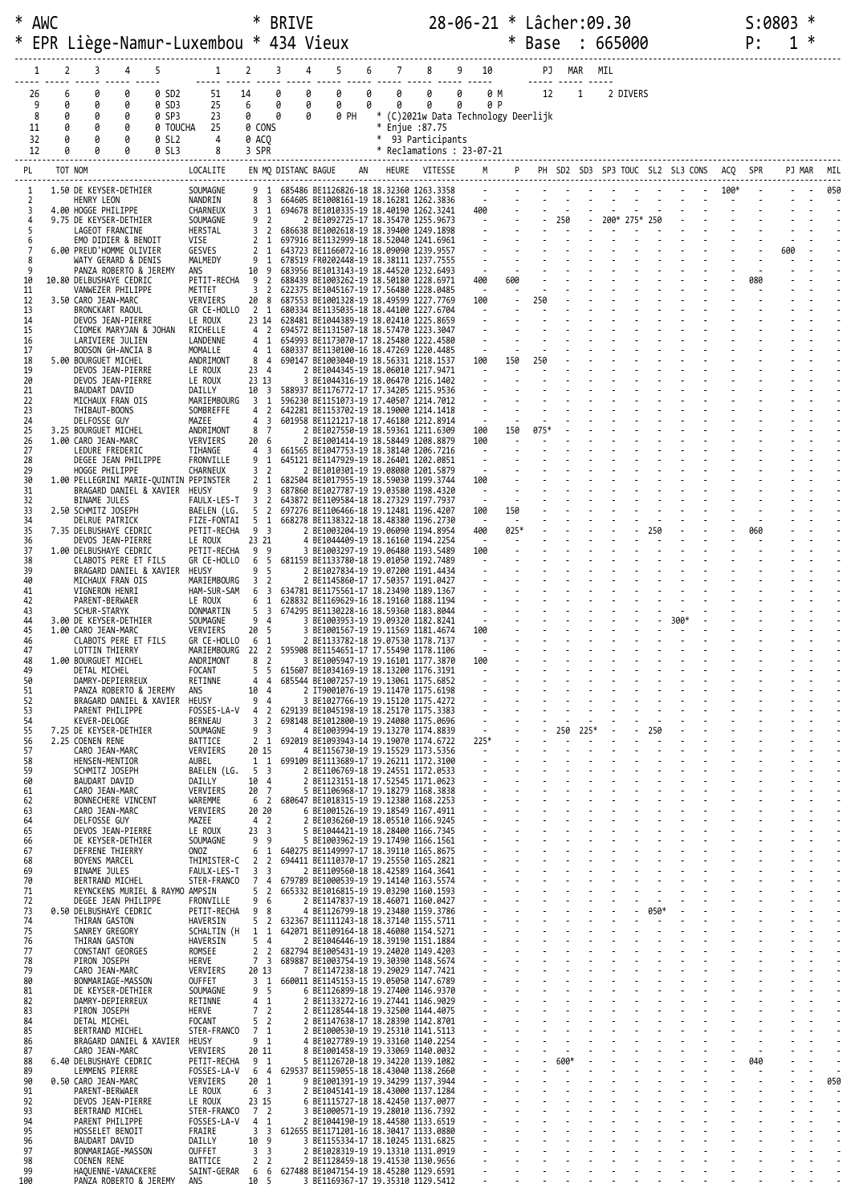```
* AWC                              * BRIVE                 28-06-21 * Lâcher:09.30                     S:0803 *
* EPR Liège-Namur-Luxembou * 434 Vieux                              * Base   : 665000                     P:   1 *
------------------------------------------------------------------------------------------------------------------------------------------------------------
  1    2    3    4    5         1    2    3    4    5    6    7    8    9   10        PJ  MAR  MIL
----- ----- ----- ----- -----  ----- ----- ----- ----- ----- ----- ----- ----- ----- -----      ----- ----- -----
 26    6    0    0    0 SD2    51   14    0    0    0    0    0    0    0    0 M      12    1    2 DIVERS
  9    0    0    0    0 SD3    25    6    0    0    0    0    0    0    0    0 P
  8    0    0    0    0 SP3    23    0    0    0    0 PH   * (C)2021w Data Technology Deerlijk
 11    0    0    0    0 TOUCHA 25    0 CONS              * Enjue :87.75
 32    0    0    0    0 SL2     4    0 ACQ               *  93 Participants
 12    0    0    0    0 SL3     8    3 SPR               * Reclamations : 23-07-21
------------------------------------------------------------------------------------------------------------------------------------------------------------
PL     TOT NOM                      LOCALITE     EN MQ DISTANC BAGUE        AN    HEURE   VITESSE     M     P    PH SD2 SD3 SP3 TOUC SL2 SL3 CONS ACQ  SPR   PJ MAR  MIL
  1   1.50 DE KEYSER-DETHIER        SOUMAGNE      9  1  685486 BE1126826-18 18.32360 1263.3358    -     -    -   -   -   -   -    -   -   -    100*  -    -   -   050
  2        HENRY LEON               NANDRIN       8  3  664605 BE1008161-19 18.16281 1262.3836    -     -    -   -   -   -   -    -   -   -    -    -    -   -   -
  3   4.00 HOGGE PHILIPPE           CHARNEUX      3  1  694678 BE1010335-19 18.40190 1262.3241   400    -    -   -   -   -   -    -   -   -    -    -    -   -   -
  4   9.75 DE KEYSER-DETHIER        SOUMAGNE      9  2       2 BE1092725-17 18.35470 1255.9673    -     -    -  250  -  200* 275* 250  -   -    -    -    -   -   -
  5        LAGEOT FRANCINE          HERSTAL       3  2  686638 BE1002618-19 18.39400 1249.1898    -     -    -   -   -   -   -    -   -   -    -    -    -   -   -
  6        EMO DIDIER & BENOIT      VISE          2  1  697916 BE1132999-18 18.52040 1241.6961    -     -    -   -   -   -   -    -   -   -    -    -    -   -   -
  7   6.00 PREUD'HOMME OLIVIER      GESVES        2  1  643723 BE1166072-16 18.09090 1239.9557    -     -    -   -   -   -   -    -   -   -    -   600   -   -   -
  8        WATY GERARD & DENIS      MALMEDY       9  1  678519 FR0202448-19 18.38111 1237.7555    -     -    -   -   -   -   -    -   -   -    -    -    -   -   -
  9        PANZA ROBERTO & JEREMY   ANS          10  9  683956 BE1013143-19 18.44520 1232.6493    -     -    -   -   -   -   -    -   -   -    -    -    -   -   -
 10  10.80 DELBUSHAYE CEDRIC        PETIT-RECHA   9  2  688439 BE1003262-19 18.50180 1228.6971   400   600   -   -   -   -   -    -   -   -    -   080   -   -   -
 11        VANWEZER PHILIPPE        METTET        3  2  622375 BE1045167-19 17.56480 1228.0485    -     -    -   -   -   -   -    -   -   -    -    -    -   -   -
 12   3.50 CARO JEAN-MARC           VERVIERS     20  8  687553 BE1001328-19 18.49599 1227.7769   100    -   250  -   -   -   -    -   -   -    -    -    -   -   -
 13        BRONCKART RAOUL          GR CE-HOLLO   2  1  680334 BE1135035-18 18.44100 1227.6704    -     -    -   -   -   -   -    -   -   -    -    -    -   -   -
 14        DEVOS JEAN-PIERRE        LE ROUX      23 14  628481 BE1044389-19 18.02410 1225.8659    -     -    -   -   -   -   -    -   -   -    -    -    -   -   -
 15        CIOMEK MARYJAN & JOHAN   RICHELLE      4  2  694572 BE1131507-18 18.57470 1223.3047    -     -    -   -   -   -   -    -   -   -    -    -    -   -   -
 16        LARIVIERE JULIEN         LANDENNE      4  1  654993 BE1173070-17 18.25480 1222.4580    -     -    -   -   -   -   -    -   -   -    -    -    -   -   -
 17        BODSON GH-ANCIA B        MOMALLE       4  1  680337 BE1130100-16 18.47269 1220.4485    -     -    -   -   -   -   -    -   -   -    -    -    -   -   -
 18   5.00 BOURGUET MICHEL          ANDRIMONT     8  4  690147 BE1003040-19 18.56331 1218.1537   100   150  250  -   -   -   -    -   -   -    -    -    -   -   -
 19        DEVOS JEAN-PIERRE        LE ROUX      23  4       2 BE1044345-19 18.06010 1217.9471    -     -    -   -   -   -   -    -   -   -    -    -    -   -   -
 20        DEVOS JEAN-PIERRE        LE ROUX      23 13       3 BE1044316-19 18.06470 1216.1402    -     -    -   -   -   -   -    -   -   -    -    -    -   -   -
 21        BAUDART DAVID            DAILLY       10  3  588937 BE1176772-17 17.34205 1215.9536    -     -    -   -   -   -   -    -   -   -    -    -    -   -   -
 22        MICHAUX FRAN OIS         MARIEMBOURG   3  1  596230 BE1151073-19 17.40507 1214.7012    -     -    -   -   -   -   -    -   -   -    -    -    -   -   -
 23        THIBAUT-BOONS            SOMBREFFE     4  2  642281 BE1153702-19 18.19000 1214.1418    -     -    -   -   -   -   -    -   -   -    -    -    -   -   -
 24        DELFOSSE GUY             MAZEE         4  3  601958 BE1121217-18 17.46180 1212.8914    -     -    -   -   -   -   -    -   -   -    -    -    -   -   -
 25   3.25 BOURGUET MICHEL          ANDRIMONT     8  7       2 BE1027550-19 18.59361 1211.6309   100   150  075* -   -   -   -    -   -   -    -    -    -   -   -
 26   1.00 CARO JEAN-MARC           VERVIERS     20  6       2 BE1001414-19 18.58449 1208.8879   100    -    -   -   -   -   -    -   -   -    -    -    -   -   -
 27        LEDURE FREDERIC          TIHANGE       4  3  661565 BE1047753-19 18.38140 1206.7216    -     -    -   -   -   -   -    -   -   -    -    -    -   -   -
 28        DEGEE JEAN PHILIPPE      FRONVILLE     9  1  645121 BE1147929-19 18.26401 1202.0851    -     -    -   -   -   -   -    -   -   -    -    -    -   -   -
 29        HOGGE PHILIPPE           CHARNEUX      3  2       2 BE1010301-19 19.08080 1201.5879    -     -    -   -   -   -   -    -   -   -    -    -    -   -   -
 30   1.00 PELLEGRINI MARIE-QUINTIN PEPINSTER     2  1  682504 BE1017955-19 18.59030 1199.3744   100    -    -   -   -   -   -    -   -   -    -    -    -   -   -
 31        BRAGARD DANIEL & XAVIER  HEUSY         9  3  687860 BE1027787-19 19.03580 1198.4320    -     -    -   -   -   -   -    -   -   -    -    -    -   -   -
 32        BINAME JULES             FAULX-LES-T   3  2  643872 BE1109584-18 18.27329 1197.7937    -     -    -   -   -   -   -    -   -   -    -    -    -   -   -
 33   2.50 SCHMITZ JOSEPH           BAELEN (LG.   5  2  697276 BE1106466-18 19.12481 1196.4207   100   150   -   -   -   -   -    -   -   -    -    -    -   -   -
 34        DELRUE PATRICK           FIZE-FONTAI   5  1  668278 BE1138322-18 18.48380 1196.2730    -     -    -   -   -   -   -    -   -   -    -    -    -   -   -
 35   7.35 DELBUSHAYE CEDRIC        PETIT-RECHA   9  3       2 BE1003204-19 19.06090 1194.8954   400   025*  -   -   -   -   -   250  -   -    -   060   -   -   -
 36        DEVOS JEAN-PIERRE        LE ROUX      23 21       4 BE1044409-19 18.16160 1194.2254    -     -    -   -   -   -   -    -   -   -    -    -    -   -   -
 37   1.00 DELBUSHAYE CEDRIC        PETIT-RECHA   9  9       3 BE1003297-19 19.06480 1193.5489   100    -    -   -   -   -   -    -   -   -    -    -    -   -   -
 38        CLABOTS PERE ET FILS     GR CE-HOLLO   6  5  681159 BE1133780-18 19.01050 1192.7489    -     -    -   -   -   -   -    -   -   -    -    -    -   -   -
 39        BRAGARD DANIEL & XAVIER  HEUSY         9  5       2 BE1027834-19 19.07200 1191.4434    -     -    -   -   -   -   -    -   -   -    -    -    -   -   -
 40        MICHAUX FRAN OIS         MARIEMBOURG   3  2       2 BE1145860-17 17.50357 1191.0427    -     -    -   -   -   -   -    -   -   -    -    -    -   -   -
 41        VIGNERON HENRI           HAM-SUR-SAM   6  3  634781 BE1175561-17 18.23490 1189.1367    -     -    -   -   -   -   -    -   -   -    -    -    -   -   -
 42        PARENT-BERWAER           LE ROUX       6  1  628832 BE1169629-16 18.19160 1188.1194    -     -    -   -   -   -   -    -   -   -    -    -    -   -   -
 43        SCHUR-STARYK             DONMARTIN     5  3  674295 BE1130228-16 18.59360 1183.8044    -     -    -   -   -   -   -    -   -   -    -    -    -   -   -
 44   3.00 DE KEYSER-DETHIER        SOUMAGNE      9  4       3 BE1003953-19 19.09320 1182.8241    -     -    -   -   -   -   -    -  300*  -    -    -    -   -   -
 45   1.00 CARO JEAN-MARC           VERVIERS     20  5       3 BE1001567-19 19.11569 1181.4674   100    -    -   -   -   -   -    -   -   -    -    -    -   -   -
 46        CLABOTS PERE ET FILS     GR CE-HOLLO   6  1       2 BE1133782-18 19.07530 1178.7137    -     -    -   -   -   -   -    -   -   -    -    -    -   -   -
 47        LOTTIN THIERRY           MARIEMBOURG  22  2  595908 BE1154651-17 17.55490 1178.1106    -     -    -   -   -   -   -    -   -   -    -    -    -   -   -
 48   1.00 BOURGUET MICHEL          ANDRIMONT     8  2       3 BE1005947-19 19.16101 1177.3870   100    -    -   -   -   -   -    -   -   -    -    -    -   -   -
 49        DETAL MICHEL             FOCANT        5  5  615607 BE1034169-19 18.13200 1176.3191    -     -    -   -   -   -   -    -   -   -    -    -    -   -   -
 50        DAMRY-DEPIERREUX         RETINNE       4  4  685544 BE1007257-19 19.13061 1175.6852    -     -    -   -   -   -   -    -   -   -    -    -    -   -   -
 51        PANZA ROBERTO & JEREMY   ANS          10  4       2 IT9001076-19 19.11470 1175.6198    -     -    -   -   -   -   -    -   -   -    -    -    -   -   -
 52        BRAGARD DANIEL & XAVIER  HEUSY         9  4       3 BE1027766-19 19.15120 1175.4272    -     -    -   -   -   -   -    -   -   -    -    -    -   -   -
 53        PARENT PHILIPPE          FOSSES-LA-V   4  2  629139 BE1045198-19 18.25170 1175.3383    -     -    -   -   -   -   -    -   -   -    -    -    -   -   -
 54        KEVER-DELOGE             BERNEAU       3  2  698148 BE1012800-19 19.24080 1175.0696    -     -    -   -   -   -   -    -   -   -    -    -    -   -   -
 55   7.25 DE KEYSER-DETHIER        SOUMAGNE      9  3       4 BE1003994-19 19.13270 1174.8839    -     -    -  250 225*  -   -   250  -   -    -    -    -   -   -
 56   2.25 COENEN RENE              BATTICE       2  1  692019 BE1093943-14 19.19070 1174.6722   225*   -    -   -   -   -   -    -   -   -    -    -    -   -   -
 57        CARO JEAN-MARC           VERVIERS     20 15       4 BE1156730-19 19.15529 1173.5356    -     -    -   -   -   -   -    -   -   -    -    -    -   -   -
 58        HENSEN-MENTIOR           AUBEL         1  1  699109 BE1113689-17 19.26211 1172.3100    -     -    -   -   -   -   -    -   -   -    -    -    -   -   -
 59        SCHMITZ JOSEPH           BAELEN (LG.   5  3       2 BE1106769-18 19.24551 1172.0533    -     -    -   -   -   -   -    -   -   -    -    -    -   -   -
 60        BAUDART DAVID            DAILLY       10  4       2 BE1123151-18 17.52545 1171.0623    -     -    -   -   -   -   -    -   -   -    -    -    -   -   -
 61        CARO JEAN-MARC           VERVIERS     20  7       5 BE1106968-17 19.18279 1168.3838    -     -    -   -   -   -   -    -   -   -    -    -    -   -   -
 62        BONNECHERE VINCENT       WAREMME       6  2  680647 BE1018315-19 19.12380 1168.2253    -     -    -   -   -   -   -    -   -   -    -    -    -   -   -
 63        CARO JEAN-MARC           VERVIERS     20 20       6 BE1001526-19 19.18549 1167.4911    -     -    -   -   -   -   -    -   -   -    -    -    -   -   -
 64        DELFOSSE GUY             MAZEE         4  2       2 BE1036260-19 18.05510 1166.9245    -     -    -   -   -   -   -    -   -   -    -    -    -   -   -
 65        DEVOS JEAN-PIERRE        LE ROUX      23  3       5 BE1044421-19 18.28400 1166.7345    -     -    -   -   -   -   -    -   -   -    -    -    -   -   -
 66        DE KEYSER-DETHIER        SOUMAGNE      9  9       5 BE1003962-19 19.17490 1166.1561    -     -    -   -   -   -   -    -   -   -    -    -    -   -   -
 67        DEFRENE THIERRY          ONOZ          6  1  640275 BE1149997-17 18.39110 1165.8675    -     -    -   -   -   -   -    -   -   -    -    -    -   -   -
 68        BOYENS MARCEL            THIMISTER-C   2  2  694411 BE1110370-17 19.25550 1165.2821    -     -    -   -   -   -   -    -   -   -    -    -    -   -   -
 69        BINAME JULES             FAULX-LES-T   3  3       2 BE1109560-18 18.42589 1164.3641    -     -    -   -   -   -   -    -   -   -    -    -    -   -   -
 70        BERTRAND MICHEL          STER-FRANCO   7  4  679789 BE1000539-19 19.14140 1163.5574    -     -    -   -   -   -   -    -   -   -    -    -    -   -   -
 71        REYNCKENS MURIEL & RAYMO AMPSIN        5  2  665332 BE1016815-19 19.03290 1160.1593    -     -    -   -   -   -   -    -   -   -    -    -    -   -   -
 72        DEGEE JEAN PHILIPPE      FRONVILLE     9  6       2 BE1147837-19 18.46071 1160.0427    -     -    -   -   -   -   -    -   -   -    -    -    -   -   -
 73   0.50 DELBUSHAYE CEDRIC        PETIT-RECHA   9  8       4 BE1126799-18 19.23480 1159.3786    -     -    -   -   -   -   -   050* -   -    -    -    -   -   -
 74        THIRAN GASTON            HAVERSIN      5  2  632367 BE1111243-18 18.37140 1155.5711    -     -    -   -   -   -   -    -   -   -    -    -    -   -   -
 75        SANREY GREGORY           SCHALTIN (H   1  1  642071 BE1109164-18 18.46080 1154.5271    -     -    -   -   -   -   -    -   -   -    -    -    -   -   -
 76        THIRAN GASTON            HAVERSIN      5  4       2 BE1046446-19 18.39190 1151.1884    -     -    -   -   -   -   -    -   -   -    -    -    -   -   -
 77        CONSTANT GEORGES         ROMSEE        2  2  682794 BE1005431-19 19.24020 1149.4203    -     -    -   -   -   -   -    -   -   -    -    -    -   -   -
 78        PIRON JOSEPH             HERVE         7  3  689887 BE1003754-19 19.30390 1148.5674    -     -    -   -   -   -   -    -   -   -    -    -    -   -   -
 79        CARO JEAN-MARC           VERVIERS     20 13       7 BE1147238-18 19.29029 1147.7421    -     -    -   -   -   -   -    -   -   -    -    -    -   -   -
 80        BONMARIAGE-MASSON        OUFFET        3  1  660011 BE1145153-15 19.05050 1147.6789    -     -    -   -   -   -   -    -   -   -    -    -    -   -   -
 81        DE KEYSER-DETHIER        SOUMAGNE      9  5       6 BE1126899-18 19.27400 1146.9370    -     -    -   -   -   -   -    -   -   -    -    -    -   -   -
 82        DAMRY-DEPIERREUX         RETINNE       4  1       2 BE1133272-16 19.27441 1146.9029    -     -    -   -   -   -   -    -   -   -    -    -    -   -   -
 83        PIRON JOSEPH             HERVE         7  2       2 BE1128544-18 19.32500 1144.4075    -     -    -   -   -   -   -    -   -   -    -    -    -   -   -
 84        DETAL MICHEL             FOCANT        5  2       2 BE1147638-17 18.28390 1142.8701    -     -    -   -   -   -   -    -   -   -    -    -    -   -   -
 85        BERTRAND MICHEL          STER-FRANCO   7  1       2 BE1000530-19 19.25310 1141.5113    -     -    -   -   -   -   -    -   -   -    -    -    -   -   -
 86        BRAGARD DANIEL & XAVIER  HEUSY         9  1       4 BE1027789-19 19.33160 1140.2254    -     -    -   -   -   -   -    -   -   -    -    -    -   -   -
 87        CARO JEAN-MARC           VERVIERS     20 11       8 BE1001458-19 19.33069 1140.0032    -     -    -   -   -   -   -    -   -   -    -    -    -   -   -
 88   6.40 DELBUSHAYE CEDRIC        PETIT-RECHA   9  1       5 BE1126720-18 19.34220 1139.1082    -     -    -  600* -   -   -    -   -   -    -   040   -   -   -
 89        LEMMENS PIERRE           FOSSES-LA-V   6  4  629537 BE1159055-18 18.43040 1138.2660    -     -    -   -   -   -   -    -   -   -    -    -    -   -   -
 90   0.50 CARO JEAN-MARC           VERVIERS     20  1       9 BE1001391-19 19.34299 1137.3944    -     -    -   -   -   -   -    -   -   -    -    -    -   -   050
 91        PARENT-BERWAER           LE ROUX       6  3       2 BE1045141-19 18.43000 1137.1284    -     -    -   -   -   -   -    -   -   -    -    -    -   -   -
 92        DEVOS JEAN-PIERRE        LE ROUX      23 15       6 BE1115727-18 18.42450 1137.0077    -     -    -   -   -   -   -    -   -   -    -    -    -   -   -
 93        BERTRAND MICHEL          STER-FRANCO   7  2       3 BE1000571-19 19.28010 1136.7392    -     -    -   -   -   -   -    -   -   -    -    -    -   -   -
 94        PARENT PHILIPPE          FOSSES-LA-V   4  1       2 BE1044190-19 18.44580 1133.6519    -     -    -   -   -   -   -    -   -   -    -    -    -   -   -
 95        HOSSELET BENOIT          FRAIRE        3  3  612655 BE1171201-16 18.30417 1133.0880    -     -    -   -   -   -   -    -   -   -    -    -    -   -   -
 96        BAUDART DAVID            DAILLY       10  9       3 BE1155334-17 18.10245 1131.6825    -     -    -   -   -   -   -    -   -   -    -    -    -   -   -
 97        BONMARIAGE-MASSON        OUFFET        3  3       2 BE1028319-19 19.13310 1131.0919    -     -    -   -   -   -   -    -   -   -    -    -    -   -   -
 98        COENEN RENE              BATTICE       2  2       2 BE1128459-18 19.41530 1130.9656    -     -    -   -   -   -   -    -   -   -    -    -    -   -   -
 99        HAQUENNE-VANACKERE       SAINT-GERAR   6  6  627488 BE1047154-19 18.45280 1129.6591    -     -    -   -   -   -   -    -   -   -    -    -    -   -   -
100        PANZA ROBERTO & JEREMY   ANS          10  5       3 BE1169367-17 19.35310 1129.5412    -     -    -   -   -   -   -    -   -   -    -    -    -   -   -
```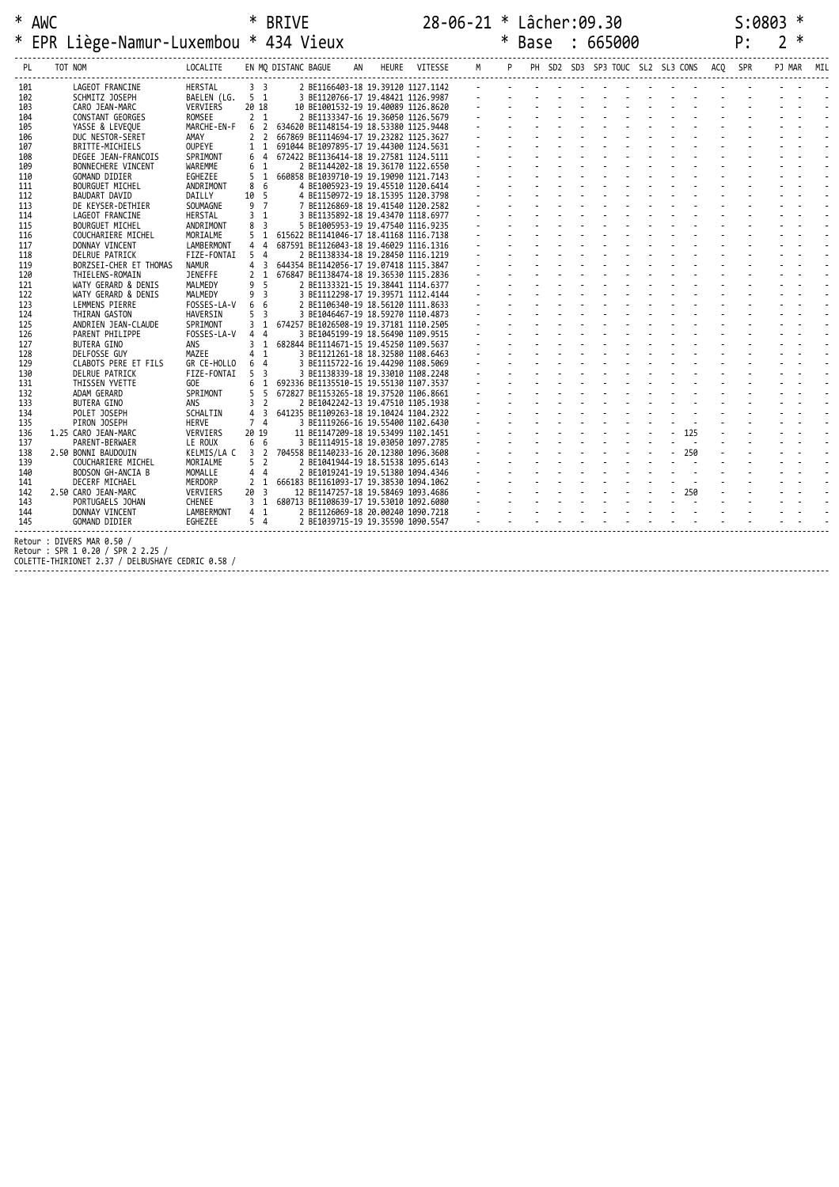\* AWC \* BRIVE 28-06-21 \* Lâcher:09.30 S:0803 \*
\* EPR Liège-Namur-Luxembou \* 434 Vieux \* Base : 665000 P: 2 \*

| PL | TOT | NOM | LOCALITE | EN | MQ | DISTANC | BAGUE | AN | HEURE | VITESSE | M | P | PH | SD2 | SD3 | SP3 | TOUC | SL2 | SL3 | CONS | ACQ | SPR | PJ | MAR | MIL |
|---|---|---|---|---|---|---|---|---|---|---|---|---|---|---|---|---|---|---|---|---|---|---|---|---|---|
| 101 | | LAGEOT FRANCINE | HERSTAL | 3 | 3 | 2 | BE1166403-18 | | 19.39120 | 1127.1142 | - | - | - | - | - | - | - | - | - | - | - | - | - | - | - |
| 102 | | SCHMITZ JOSEPH | BAELEN (LG. | 5 | 1 | 3 | BE1120766-17 | | 19.48421 | 1126.9987 | - | - | - | - | - | - | - | - | - | - | - | - | - | - | - |
| 103 | | CARO JEAN-MARC | VERVIERS | 20 | 18 | 10 | BE1001532-19 | | 19.40089 | 1126.8620 | - | - | - | - | - | - | - | - | - | - | - | - | - | - | - |
| 104 | | CONSTANT GEORGES | ROMSEE | 2 | 1 | 2 | BE1133347-16 | | 19.36050 | 1126.5679 | - | - | - | - | - | - | - | - | - | - | - | - | - | - | - |
| 105 | | YASSE & LEVEQUE | MARCHE-EN-F | 6 | 2 | 634620 | BE1148154-19 | | 18.53380 | 1125.9448 | - | - | - | - | - | - | - | - | - | - | - | - | - | - | - |
| 106 | | DUC NESTOR-SERET | AMAY | 2 | 2 | 667869 | BE1114694-17 | | 19.23282 | 1125.3627 | - | - | - | - | - | - | - | - | - | - | - | - | - | - | - |
| 107 | | BRITTE-MICHIELS | OUPEYE | 1 | 1 | 691044 | BE1097895-17 | | 19.44300 | 1124.5631 | - | - | - | - | - | - | - | - | - | - | - | - | - | - | - |
| 108 | | DEGEE JEAN-FRANCOIS | SPRIMONT | 6 | 4 | 672422 | BE1136414-18 | | 19.27581 | 1124.5111 | - | - | - | - | - | - | - | - | - | - | - | - | - | - | - |
| 109 | | BONNECHERE VINCENT | WAREMME | 6 | 1 | 2 | BE1144202-18 | | 19.36170 | 1122.6550 | - | - | - | - | - | - | - | - | - | - | - | - | - | - | - |
| 110 | | GOMAND DIDIER | EGHEZEE | 5 | 1 | 660858 | BE1039710-19 | | 19.19090 | 1121.7143 | - | - | - | - | - | - | - | - | - | - | - | - | - | - | - |
| 111 | | BOURGUET MICHEL | ANDRIMONT | 8 | 6 | 4 | BE1005923-19 | | 19.45510 | 1120.6414 | - | - | - | - | - | - | - | - | - | - | - | - | - | - | - |
| 112 | | BAUDART DAVID | DAILLY | 10 | 5 | 4 | BE1150972-19 | | 18.15395 | 1120.3798 | - | - | - | - | - | - | - | - | - | - | - | - | - | - | - |
| 113 | | DE KEYSER-DETHIER | SOUMAGNE | 9 | 7 | 7 | BE1126869-18 | | 19.41540 | 1120.2582 | - | - | - | - | - | - | - | - | - | - | - | - | - | - | - |
| 114 | | LAGEOT FRANCINE | HERSTAL | 3 | 1 | 3 | BE1135892-18 | | 19.43470 | 1118.6977 | - | - | - | - | - | - | - | - | - | - | - | - | - | - | - |
| 115 | | BOURGUET MICHEL | ANDRIMONT | 8 | 3 | 5 | BE1005953-19 | | 19.47540 | 1116.9235 | - | - | - | - | - | - | - | - | - | - | - | - | - | - | - |
| 116 | | COUCHARIERE MICHEL | MORIALME | 5 | 1 | 615622 | BE1141046-17 | | 18.41168 | 1116.7138 | - | - | - | - | - | - | - | - | - | - | - | - | - | - | - |
| 117 | | DONNAY VINCENT | LAMBERMONT | 4 | 4 | 687591 | BE1126043-18 | | 19.46029 | 1116.1316 | - | - | - | - | - | - | - | - | - | - | - | - | - | - | - |
| 118 | | DELRUE PATRICK | FIZE-FONTAI | 5 | 4 | 2 | BE1138334-18 | | 19.28450 | 1116.1219 | - | - | - | - | - | - | - | - | - | - | - | - | - | - | - |
| 119 | | BORZSEI-CHER ET THOMAS | NAMUR | 4 | 3 | 644354 | BE1142056-17 | | 19.07418 | 1115.3847 | - | - | - | - | - | - | - | - | - | - | - | - | - | - | - |
| 120 | | THIELENS-ROMAIN | JENEFFE | 2 | 1 | 676847 | BE1138474-18 | | 19.36530 | 1115.2836 | - | - | - | - | - | - | - | - | - | - | - | - | - | - | - |
| 121 | | WATY GERARD & DENIS | MALMEDY | 9 | 5 | 2 | BE1133321-15 | | 19.38441 | 1114.6377 | - | - | - | - | - | - | - | - | - | - | - | - | - | - | - |
| 122 | | WATY GERARD & DENIS | MALMEDY | 9 | 3 | 3 | BE1112298-17 | | 19.39571 | 1112.4144 | - | - | - | - | - | - | - | - | - | - | - | - | - | - | - |
| 123 | | LEMMENS PIERRE | FOSSES-LA-V | 6 | 6 | 2 | BE1106340-19 | | 18.56120 | 1111.8633 | - | - | - | - | - | - | - | - | - | - | - | - | - | - | - |
| 124 | | THIRAN GASTON | HAVERSIN | 5 | 3 | 3 | BE1046467-19 | | 18.59270 | 1110.4873 | - | - | - | - | - | - | - | - | - | - | - | - | - | - | - |
| 125 | | ANDRIEN JEAN-CLAUDE | SPRIMONT | 3 | 1 | 674257 | BE1026508-19 | | 19.37181 | 1110.2505 | - | - | - | - | - | - | - | - | - | - | - | - | - | - | - |
| 126 | | PARENT PHILIPPE | FOSSES-LA-V | 4 | 4 | 3 | BE1045199-19 | | 18.56490 | 1109.9515 | - | - | - | - | - | - | - | - | - | - | - | - | - | - | - |
| 127 | | BUTERA GINO | ANS | 3 | 1 | 682844 | BE1114671-15 | | 19.45250 | 1109.5637 | - | - | - | - | - | - | - | - | - | - | - | - | - | - | - |
| 128 | | DELFOSSE GUY | MAZEE | 4 | 1 | 3 | BE1121261-18 | | 18.32580 | 1108.6463 | - | - | - | - | - | - | - | - | - | - | - | - | - | - | - |
| 129 | | CLABOTS PERE ET FILS | GR CE-HOLLO | 6 | 4 | 3 | BE1115722-16 | | 19.44290 | 1108.5069 | - | - | - | - | - | - | - | - | - | - | - | - | - | - | - |
| 130 | | DELRUE PATRICK | FIZE-FONTAI | 5 | 3 | 3 | BE1138339-18 | | 19.33010 | 1108.2248 | - | - | - | - | - | - | - | - | - | - | - | - | - | - | - |
| 131 | | THISSEN YVETTE | GOE | 6 | 1 | 692336 | BE1135510-15 | | 19.55130 | 1107.3537 | - | - | - | - | - | - | - | - | - | - | - | - | - | - | - |
| 132 | | ADAM GERARD | SPRIMONT | 5 | 5 | 672827 | BE1153265-18 | | 19.37520 | 1106.8661 | - | - | - | - | - | - | - | - | - | - | - | - | - | - | - |
| 133 | | BUTERA GINO | ANS | 3 | 2 | 2 | BE1042242-13 | | 19.47510 | 1105.1938 | - | - | - | - | - | - | - | - | - | - | - | - | - | - | - |
| 134 | | POLET JOSEPH | SCHALTIN | 4 | 3 | 641235 | BE1109263-18 | | 19.10424 | 1104.2322 | - | - | - | - | - | - | - | - | - | - | - | - | - | - | - |
| 135 | | PIRON JOSEPH | HERVE | 7 | 4 | 3 | BE1119266-16 | | 19.55400 | 1102.6430 | - | - | - | - | - | - | - | - | - | - | - | - | - | - | - |
| 136 | 1.25 | CARO JEAN-MARC | VERVIERS | 20 | 19 | 11 | BE1147209-18 | | 19.53499 | 1102.1451 | - | - | - | - | - | - | - | - | - | 125 | - | - | - | - | - |
| 137 | | PARENT-BERWAER | LE ROUX | 6 | 6 | 3 | BE1114915-18 | | 19.03050 | 1097.2785 | - | - | - | - | - | - | - | - | - | - | - | - | - | - | - |
| 138 | 2.50 | BONNI BAUDOUIN | KELMIS/LA C | 3 | 2 | 704558 | BE1140233-16 | | 20.12380 | 1096.3608 | - | - | - | - | - | - | - | - | - | 250 | - | - | - | - | - |
| 139 | | COUCHARIERE MICHEL | MORIALME | 5 | 2 | 2 | BE1041944-19 | | 18.51538 | 1095.6143 | - | - | - | - | - | - | - | - | - | - | - | - | - | - | - |
| 140 | | BODSON GH-ANCIA B | MOMALLE | 4 | 4 | 2 | BE1019241-19 | | 19.51380 | 1094.4346 | - | - | - | - | - | - | - | - | - | - | - | - | - | - | - |
| 141 | | DECERF MICHAEL | MERDORP | 2 | 1 | 666183 | BE1161093-17 | | 19.38530 | 1094.1062 | - | - | - | - | - | - | - | - | - | - | - | - | - | - | - |
| 142 | 2.50 | CARO JEAN-MARC | VERVIERS | 20 | 3 | 12 | BE1147257-18 | | 19.58469 | 1093.4686 | - | - | - | - | - | - | - | - | - | 250 | - | - | - | - | - |
| 143 | | PORTUGAELS JOHAN | CHENEE | 3 | 1 | 680713 | BE1108639-17 | | 19.53010 | 1092.6080 | - | - | - | - | - | - | - | - | - | - | - | - | - | - | - |
| 144 | | DONNAY VINCENT | LAMBERMONT | 4 | 1 | 2 | BE1126069-18 | | 20.00240 | 1090.7218 | - | - | - | - | - | - | - | - | - | - | - | - | - | - | - |
| 145 | | GOMAND DIDIER | EGHEZEE | 5 | 4 | 2 | BE1039715-19 | | 19.35590 | 1090.5547 | - | - | - | - | - | - | - | - | - | - | - | - | - | - | - |

Retour : DIVERS MAR 0.50 /
Retour : SPR 1 0.20 / SPR 2 2.25 /
COLETTE-THIRIONET 2.37 / DELBUSHAYE CEDRIC 0.58 /